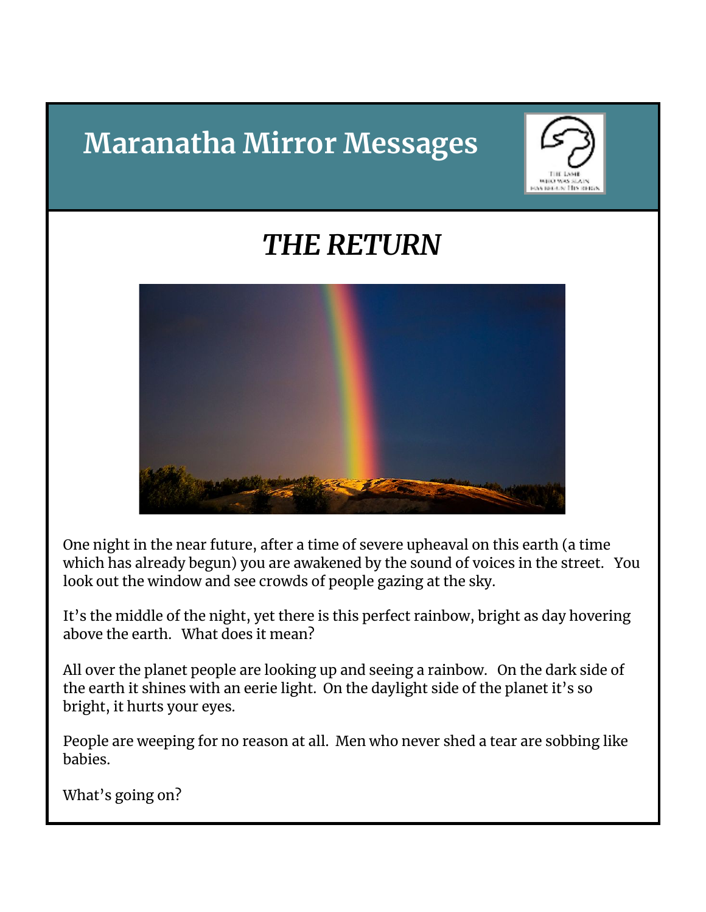# Maranatha Mirror Messages

## *THE RETURN*

One night in the near future, after a time of severe upheaval on this earth (a time which has already begun) you are awakened by the sound of voices in the street. You look out the window and see crowds of people gazing at the sky.

It's the middle of the night, yet there is this perfect rainbow, bright as day hovering above the earth. What does it mean?

All over the planet people are looking up and seeing a rainbow. On the dark side of the earth it shines with an eerie light. On the daylight side of the planet it's so bright, it hurts your eyes.

People are weeping for no reason at all. Men who never shed a tear are sobbing like babies.

What's going on?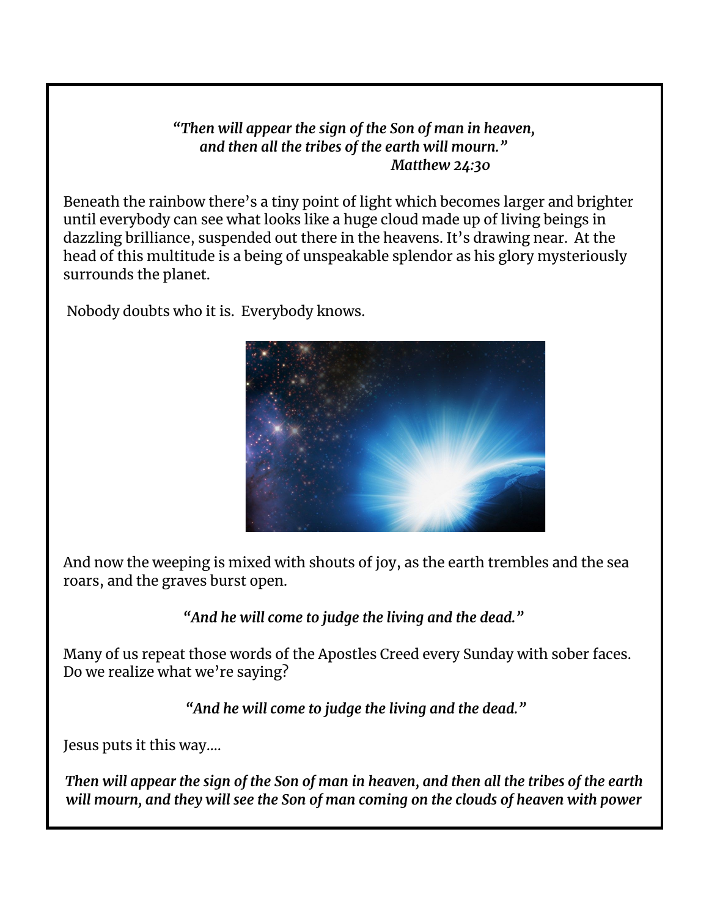*"Then will appear the sign of the Son of man in heaven,*
*and then all the tribes of the earth will mourn."*
*Matthew 24:30*

Beneath the rainbow there's a tiny point of light which becomes larger and brighter until everybody can see what looks like a huge cloud made up of living beings in dazzling brilliance, suspended out there in the heavens. It's drawing near. At the head of this multitude is a being of unspeakable splendor as his glory mysteriously surrounds the planet.

Nobody doubts who it is. Everybody knows.

And now the weeping is mixed with shouts of joy, as the earth trembles and the sea roars, and the graves burst open.

*"And he will come to judge the living and the dead."*

Many of us repeat those words of the Apostles Creed every Sunday with sober faces. Do we realize what we're saying?

*"And he will come to judge the living and the dead."*

Jesus puts it this way....

***Then will appear the sign of the Son of man in heaven, and then all the tribes of the earth will mourn, and they will see the Son of man coming on the clouds of heaven with power***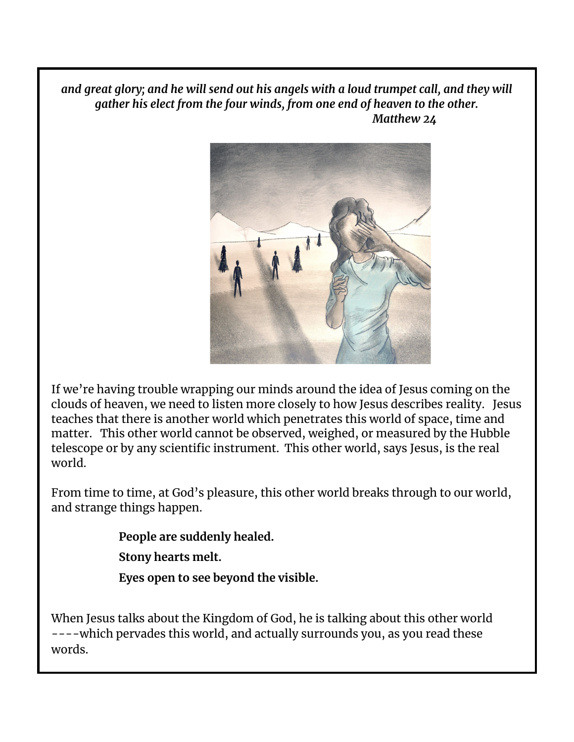*and great glory; and he will send out his angels with a loud trumpet call, and they will gather his elect from the four winds, from one end of heaven to the other.*
*Matthew 24*

If we're having trouble wrapping our minds around the idea of Jesus coming on the clouds of heaven, we need to listen more closely to how Jesus describes reality. Jesus teaches that there is another world which penetrates this world of space, time and matter. This other world cannot be observed, weighed, or measured by the Hubble telescope or by any scientific instrument. This other world, says Jesus, is the real world.

From time to time, at God's pleasure, this other world breaks through to our world, and strange things happen.

**People are suddenly healed.**

**Stony hearts melt.**

**Eyes open to see beyond the visible.**

When Jesus talks about the Kingdom of God, he is talking about this other world ----which pervades this world, and actually surrounds you, as you read these words.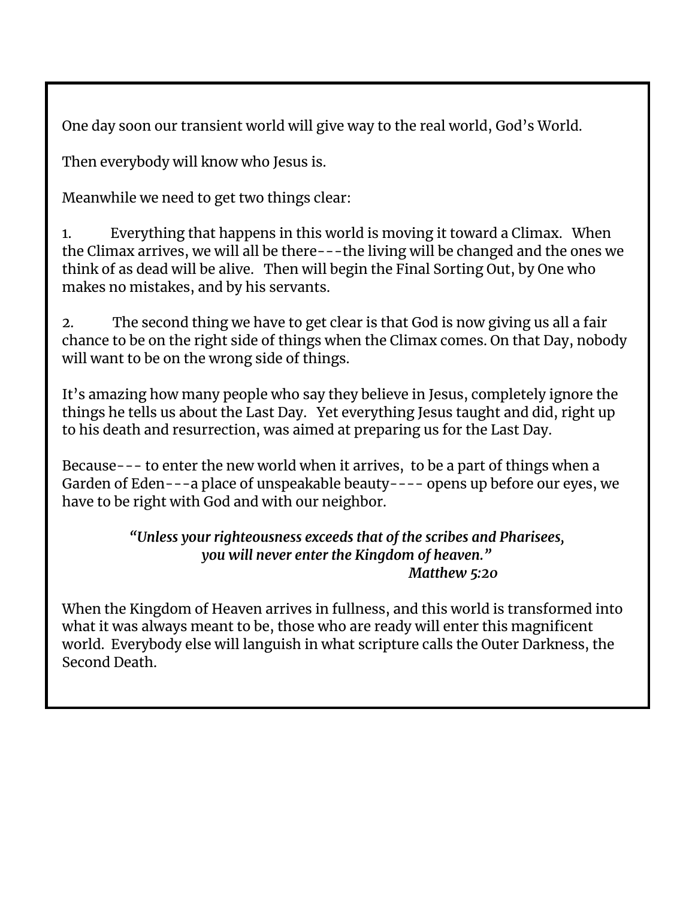One day soon our transient world will give way to the real world, God's World.

Then everybody will know who Jesus is.

Meanwhile we need to get two things clear:

1. Everything that happens in this world is moving it toward a Climax. When the Climax arrives, we will all be there---the living will be changed and the ones we think of as dead will be alive. Then will begin the Final Sorting Out, by One who makes no mistakes, and by his servants.

2. The second thing we have to get clear is that God is now giving us all a fair chance to be on the right side of things when the Climax comes. On that Day, nobody will want to be on the wrong side of things.

It's amazing how many people who say they believe in Jesus, completely ignore the things he tells us about the Last Day. Yet everything Jesus taught and did, right up to his death and resurrection, was aimed at preparing us for the Last Day.

Because--- to enter the new world when it arrives, to be a part of things when a Garden of Eden---a place of unspeakable beauty---- opens up before our eyes, we have to be right with God and with our neighbor.

> ***"Unless your righteousness exceeds that of the scribes and Pharisees, you will never enter the Kingdom of heaven."***
> ***Matthew 5:20***

When the Kingdom of Heaven arrives in fullness, and this world is transformed into what it was always meant to be, those who are ready will enter this magnificent world. Everybody else will languish in what scripture calls the Outer Darkness, the Second Death.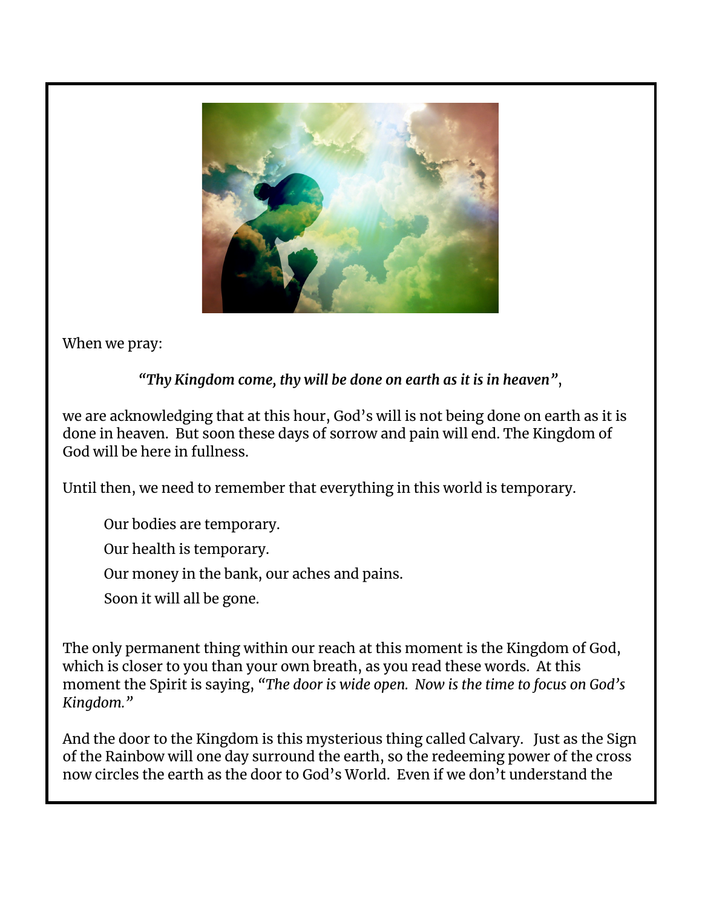When we pray:

*"Thy Kingdom come, thy will be done on earth as it is in heaven"*,

we are acknowledging that at this hour, God's will is not being done on earth as it is done in heaven. But soon these days of sorrow and pain will end. The Kingdom of God will be here in fullness.

Until then, we need to remember that everything in this world is temporary.

> Our bodies are temporary.
>
> Our health is temporary.
>
> Our money in the bank, our aches and pains.
>
> Soon it will all be gone.

The only permanent thing within our reach at this moment is the Kingdom of God, which is closer to you than your own breath, as you read these words. At this moment the Spirit is saying, *"The door is wide open. Now is the time to focus on God's Kingdom."*

And the door to the Kingdom is this mysterious thing called Calvary. Just as the Sign of the Rainbow will one day surround the earth, so the redeeming power of the cross now circles the earth as the door to God's World. Even if we don't understand the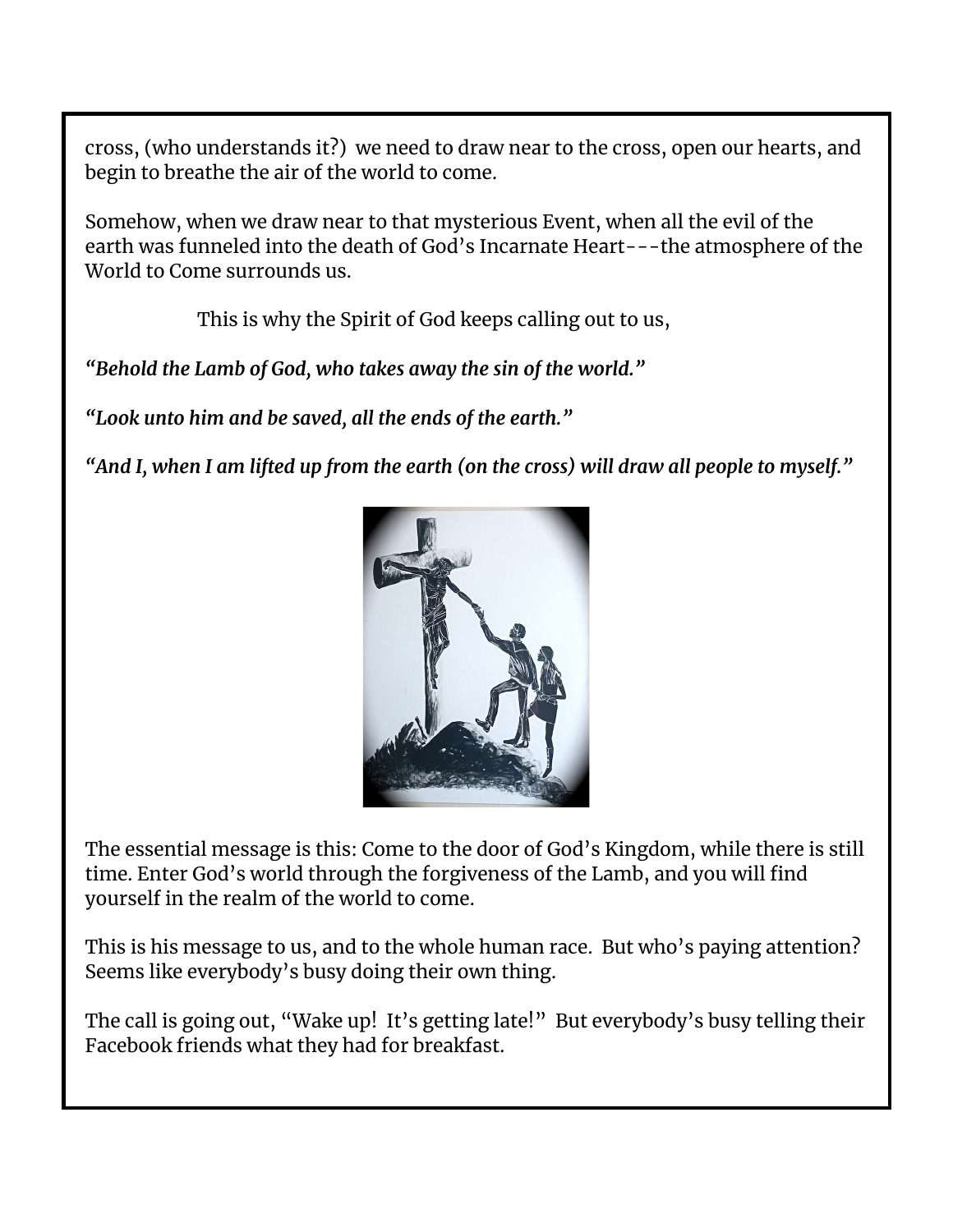cross, (who understands it?) we need to draw near to the cross, open our hearts, and begin to breathe the air of the world to come.

Somehow, when we draw near to that mysterious Event, when all the evil of the earth was funneled into the death of God's Incarnate Heart---the atmosphere of the World to Come surrounds us.

This is why the Spirit of God keeps calling out to us,

***"Behold the Lamb of God, who takes away the sin of the world."***

***"Look unto him and be saved, all the ends of the earth."***

***"And I, when I am lifted up from the earth (on the cross) will draw all people to myself."***

The essential message is this: Come to the door of God's Kingdom, while there is still time. Enter God's world through the forgiveness of the Lamb, and you will find yourself in the realm of the world to come.

This is his message to us, and to the whole human race. But who's paying attention? Seems like everybody's busy doing their own thing.

The call is going out, "Wake up! It's getting late!" But everybody's busy telling their Facebook friends what they had for breakfast.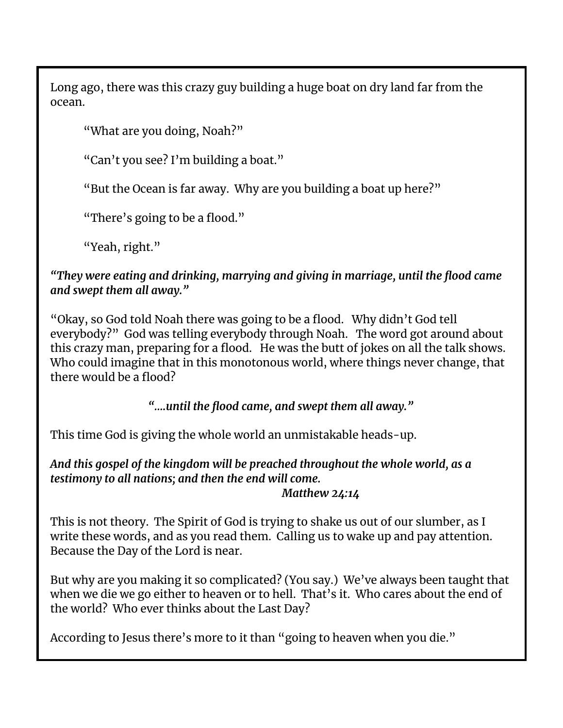Long ago, there was this crazy guy building a huge boat on dry land far from the ocean.

“What are you doing, Noah?”

“Can’t you see? I’m building a boat.”

“But the Ocean is far away. Why are you building a boat up here?”

“There’s going to be a flood.”

“Yeah, right.”

***“They were eating and drinking, marrying and giving in marriage, until the flood came and swept them all away.”***

“Okay, so God told Noah there was going to be a flood. Why didn’t God tell everybody?” God was telling everybody through Noah. The word got around about this crazy man, preparing for a flood. He was the butt of jokes on all the talk shows. Who could imagine that in this monotonous world, where things never change, that there would be a flood?

***“….until the flood came, and swept them all away.”***

This time God is giving the whole world an unmistakable heads-up.

***And this gospel of the kingdom will be preached throughout the whole world, as a testimony to all nations; and then the end will come.***
***Matthew 24:14***

This is not theory. The Spirit of God is trying to shake us out of our slumber, as I write these words, and as you read them. Calling us to wake up and pay attention. Because the Day of the Lord is near.

But why are you making it so complicated? (You say.) We’ve always been taught that when we die we go either to heaven or to hell. That’s it. Who cares about the end of the world? Who ever thinks about the Last Day?

According to Jesus there’s more to it than “going to heaven when you die.”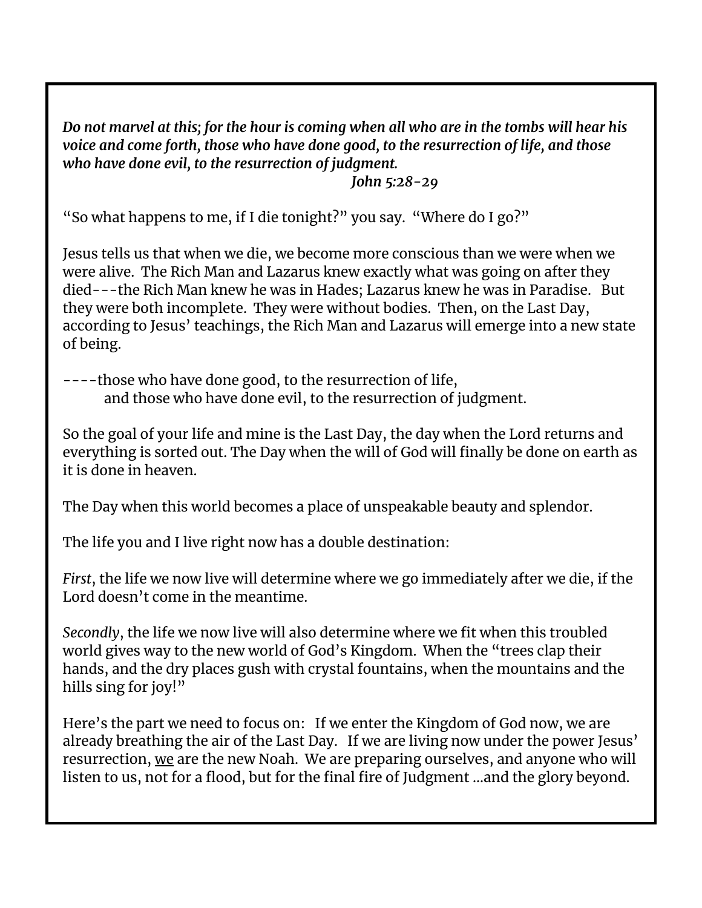*Do not marvel at this; for the hour is coming when all who are in the tombs will hear his voice and come forth, those who have done good, to the resurrection of life, and those who have done evil, to the resurrection of judgment.*
*John 5:28-29*

"So what happens to me, if I die tonight?" you say. "Where do I go?"

Jesus tells us that when we die, we become more conscious than we were when we were alive. The Rich Man and Lazarus knew exactly what was going on after they died---the Rich Man knew he was in Hades; Lazarus knew he was in Paradise. But they were both incomplete. They were without bodies. Then, on the Last Day, according to Jesus' teachings, the Rich Man and Lazarus will emerge into a new state of being.

----those who have done good, to the resurrection of life,
and those who have done evil, to the resurrection of judgment.

So the goal of your life and mine is the Last Day, the day when the Lord returns and everything is sorted out. The Day when the will of God will finally be done on earth as it is done in heaven.

The Day when this world becomes a place of unspeakable beauty and splendor.

The life you and I live right now has a double destination:

*First*, the life we now live will determine where we go immediately after we die, if the Lord doesn't come in the meantime.

*Secondly*, the life we now live will also determine where we fit when this troubled world gives way to the new world of God's Kingdom. When the "trees clap their hands, and the dry places gush with crystal fountains, when the mountains and the hills sing for joy!"

Here's the part we need to focus on: If we enter the Kingdom of God now, we are already breathing the air of the Last Day. If we are living now under the power Jesus' resurrection, <u>we</u> are the new Noah. We are preparing ourselves, and anyone who will listen to us, not for a flood, but for the final fire of Judgment ...and the glory beyond.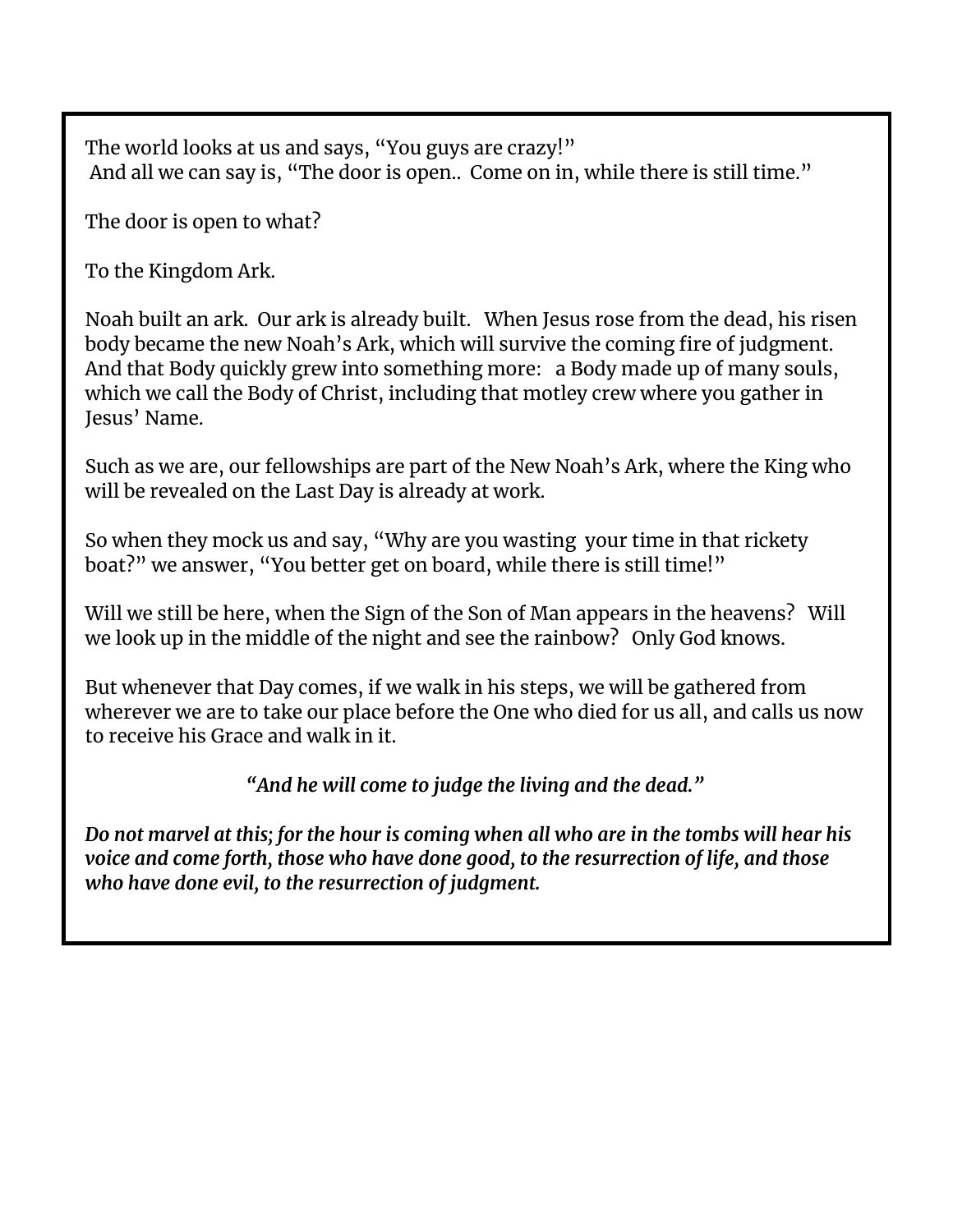The world looks at us and says, "You guys are crazy!"
And all we can say is, "The door is open.. Come on in, while there is still time."

The door is open to what?

To the Kingdom Ark.

Noah built an ark. Our ark is already built. When Jesus rose from the dead, his risen body became the new Noah's Ark, which will survive the coming fire of judgment. And that Body quickly grew into something more: a Body made up of many souls, which we call the Body of Christ, including that motley crew where you gather in Jesus' Name.

Such as we are, our fellowships are part of the New Noah's Ark, where the King who will be revealed on the Last Day is already at work.

So when they mock us and say, "Why are you wasting your time in that rickety boat?" we answer, "You better get on board, while there is still time!"

Will we still be here, when the Sign of the Son of Man appears in the heavens? Will we look up in the middle of the night and see the rainbow? Only God knows.

But whenever that Day comes, if we walk in his steps, we will be gathered from wherever we are to take our place before the One who died for us all, and calls us now to receive his Grace and walk in it.

***"And he will come to judge the living and the dead."***

***Do not marvel at this; for the hour is coming when all who are in the tombs will hear his voice and come forth, those who have done good, to the resurrection of life, and those who have done evil, to the resurrection of judgment.***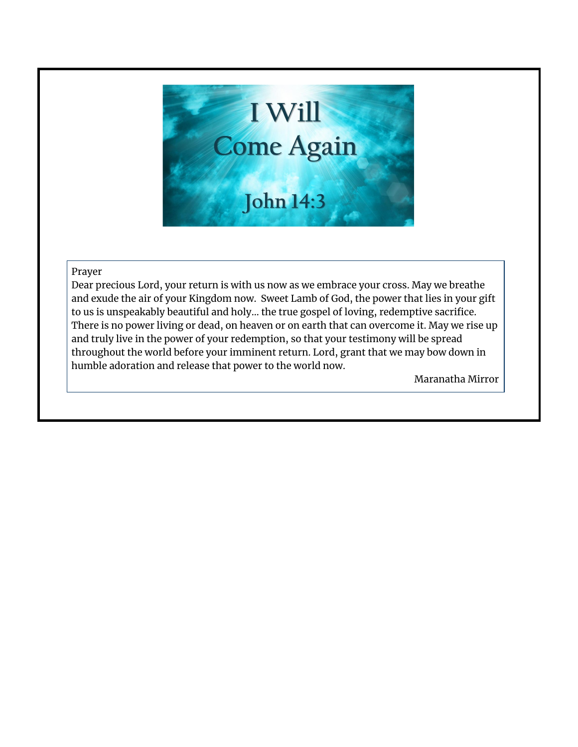# I Will Come Again

John 14:3

Prayer

Dear precious Lord, your return is with us now as we embrace your cross. May we breathe and exude the air of your Kingdom now. Sweet Lamb of God, the power that lies in your gift to us is unspeakably beautiful and holy… the true gospel of loving, redemptive sacrifice. There is no power living or dead, on heaven or on earth that can overcome it. May we rise up and truly live in the power of your redemption, so that your testimony will be spread throughout the world before your imminent return. Lord, grant that we may bow down in humble adoration and release that power to the world now.

Maranatha Mirror